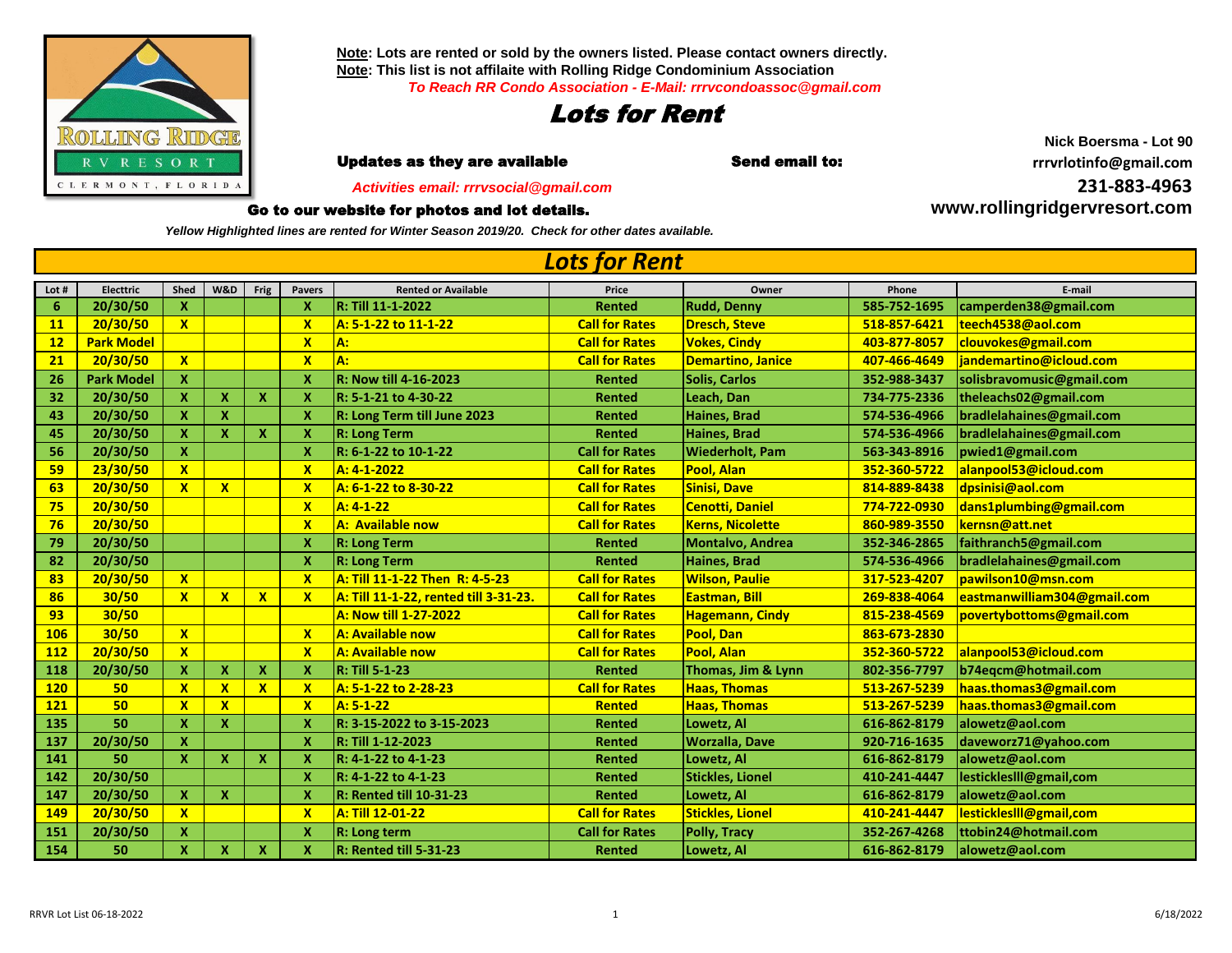**Note: Lots are rented or sold by the owners listed. Please contact owners directly.**
**Note: This list is not affilaite with Rolling Ridge Condominium Association**
*To Reach RR Condo Association - E-Mail: rrrvcondoassoc@gmail.com*

# Lots for Rent

**Updates as they are available** **Send email to:**

**Nick Boersma - Lot 90**
**rrrvrlotinfo@gmail.com**
**231-883-4963**
**www.rollingridgervresort.com**

*Activities email: rrrvsocial@gmail.com*

**Go to our website for photos and lot details.**

*Yellow Highlighted lines are rented for Winter Season 2019/20. Check for other dates available.*

## Lots for Rent

| Lot # | Electtric | Shed | W&D | Frig | Pavers | Rented or Available | Price | Owner | Phone | E-mail |
|---|---|---|---|---|---|---|---|---|---|---|
| 6 | 20/30/50 | X | | | X | R: Till 11-1-2022 | Rented | Rudd, Denny | 585-752-1695 | camperden38@gmail.com |
| 11 | 20/30/50 | X | | | X | A: 5-1-22 to 11-1-22 | Call for Rates | Dresch, Steve | 518-857-6421 | teech4538@aol.com |
| 12 | Park Model | | | | X | A: | Call for Rates | Vokes, Cindy | 403-877-8057 | clouvokes@gmail.com |
| 21 | 20/30/50 | X | | | X | A: | Call for Rates | Demartino, Janice | 407-466-4649 | jandemartino@icloud.com |
| 26 | Park Model | X | | | X | R: Now till 4-16-2023 | Rented | Solis, Carlos | 352-988-3437 | solisbravomusic@gmail.com |
| 32 | 20/30/50 | X | X | X | X | R: 5-1-21 to 4-30-22 | Rented | Leach, Dan | 734-775-2336 | theleachs02@gmail.com |
| 43 | 20/30/50 | X | X | | X | R: Long Term till June 2023 | Rented | Haines, Brad | 574-536-4966 | bradlelahaines@gmail.com |
| 45 | 20/30/50 | X | X | X | X | R: Long Term | Rented | Haines, Brad | 574-536-4966 | bradlelahaines@gmail.com |
| 56 | 20/30/50 | X | | | X | R: 6-1-22 to 10-1-22 | Call for Rates | Wiederholt, Pam | 563-343-8916 | pwied1@gmail.com |
| 59 | 23/30/50 | X | | | X | A: 4-1-2022 | Call for Rates | Pool, Alan | 352-360-5722 | alanpool53@icloud.com |
| 63 | 20/30/50 | X | X | | X | A: 6-1-22 to 8-30-22 | Call for Rates | Sinisi, Dave | 814-889-8438 | dpsinisi@aol.com |
| 75 | 20/30/50 | | | | X | A: 4-1-22 | Call for Rates | Cenotti, Daniel | 774-722-0930 | dans1plumbing@gmail.com |
| 76 | 20/30/50 | | | | X | A: Available now | Call for Rates | Kerns, Nicolette | 860-989-3550 | kernsn@att.net |
| 79 | 20/30/50 | | | | X | R: Long Term | Rented | Montalvo, Andrea | 352-346-2865 | faithranch5@gmail.com |
| 82 | 20/30/50 | | | | X | R: Long Term | Rented | Haines, Brad | 574-536-4966 | bradlelahaines@gmail.com |
| 83 | 20/30/50 | X | | | X | A: Till 11-1-22 Then R: 4-5-23 | Call for Rates | Wilson, Paulie | 317-523-4207 | pawilson10@msn.com |
| 86 | 30/50 | X | X | X | X | A: Till 11-1-22, rented till 3-31-23. | Call for Rates | Eastman, Bill | 269-838-4064 | eastmanwilliam304@gmail.com |
| 93 | 30/50 | | | | | A: Now till 1-27-2022 | Call for Rates | Hagemann, Cindy | 815-238-4569 | povertybottoms@gmail.com |
| 106 | 30/50 | X | | | X | A: Available now | Call for Rates | Pool, Dan | 863-673-2830 | |
| 112 | 20/30/50 | X | | | X | A: Available now | Call for Rates | Pool, Alan | 352-360-5722 | alanpool53@icloud.com |
| 118 | 20/30/50 | X | X | X | X | R: Till 5-1-23 | Rented | Thomas, Jim & Lynn | 802-356-7797 | b74eqcm@hotmail.com |
| 120 | 50 | X | X | X | X | A: 5-1-22 to 2-28-23 | Call for Rates | Haas, Thomas | 513-267-5239 | haas.thomas3@gmail.com |
| 121 | 50 | X | X | | X | A: 5-1-22 | Rented | Haas, Thomas | 513-267-5239 | haas.thomas3@gmail.com |
| 135 | 50 | X | X | | X | R: 3-15-2022 to 3-15-2023 | Rented | Lowetz, Al | 616-862-8179 | alowetz@aol.com |
| 137 | 20/30/50 | X | | | X | R: Till 1-12-2023 | Rented | Worzalla, Dave | 920-716-1635 | daveworz71@yahoo.com |
| 141 | 50 | X | X | X | X | R: 4-1-22 to 4-1-23 | Rented | Lowetz, Al | 616-862-8179 | alowetz@aol.com |
| 142 | 20/30/50 | | | | X | R: 4-1-22 to 4-1-23 | Rented | Stickles, Lionel | 410-241-4447 | lesticklesIII@gmail,com |
| 147 | 20/30/50 | X | X | | X | R: Rented till 10-31-23 | Rented | Lowetz, Al | 616-862-8179 | alowetz@aol.com |
| 149 | 20/30/50 | X | | | X | A: Till 12-01-22 | Call for Rates | Stickles, Lionel | 410-241-4447 | lesticklesIII@gmail,com |
| 151 | 20/30/50 | X | | | X | R: Long term | Call for Rates | Polly, Tracy | 352-267-4268 | ttobin24@hotmail.com |
| 154 | 50 | X | X | X | X | R: Rented till 5-31-23 | Rented | Lowetz, Al | 616-862-8179 | alowetz@aol.com |

RRVR Lot List 06-18-2022 6/18/2022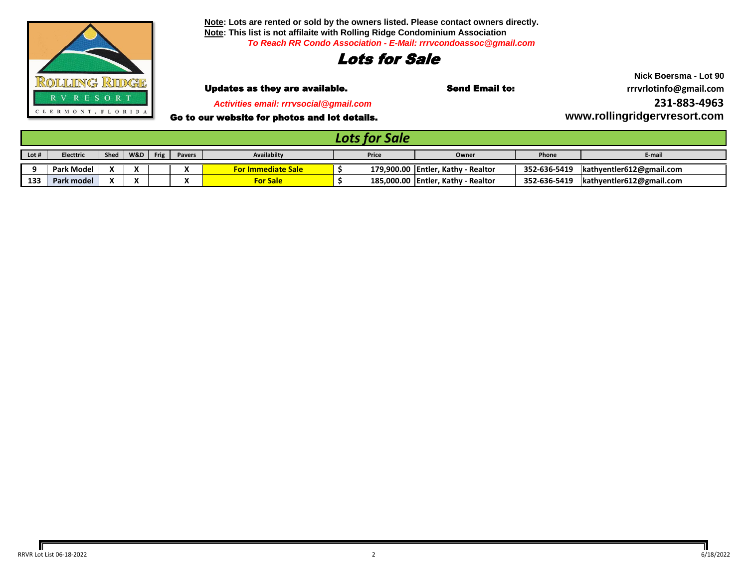**Note**: Lots are rented or sold by the owners listed. Please contact owners directly.
**Note**: This list is not affilaite with Rolling Ridge Condominium Association
*To Reach RR Condo Association - E-Mail: rrrvcondoassoc@gmail.com*

# *Lots for Sale*

**Updates as they are available.**

**Send Email to:**

**Nick Boersma - Lot 90**
**rrrvrlotinfo@gmail.com**
**231-883-4963**

*Activities email: rrrvsocial@gmail.com*

**Go to our website for photos and lot details.**

**www.rollingridgervresort.com**

## *Lots for Sale*

| Lot # | Electtric | Shed | W&D | Frig | Pavers | Availabilty | Price | Owner | Phone | E-mail |
|---|---|---|---|---|---|---|---|---|---|---|
| 9 | Park Model | X | X | | X | For Immediate Sale | $ 179,900.00 | Entler, Kathy - Realtor | 352-636-5419 | kathyentler612@gmail.com |
| 133 | Park model | X | X | | X | For Sale | $ 185,000.00 | Entler, Kathy - Realtor | 352-636-5419 | kathyentler612@gmail.com |

RRVR Lot List 06-18-2022 6/18/2022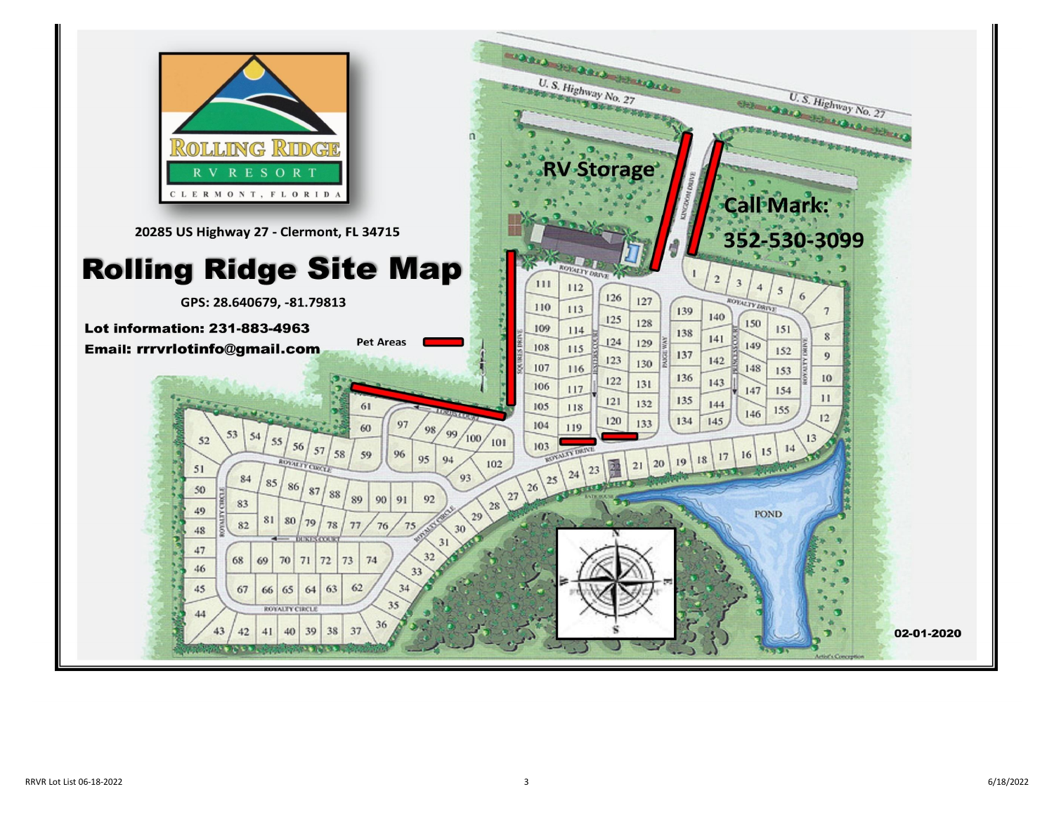ROLLING RIDGE

R V R E S O R T

C L E R M O N T , F L O R I D A

20285 US Highway 27 - Clermont, FL 34715

# Rolling Ridge Site Map

GPS: 28.640679, -81.79813

**Lot information: 231-883-4963**

**Email: rrrvrlotinfo@gmail.com**

Pet Areas

RV Storage

**Call Mark: 352-530-3099**

U. S. Highway No. 27

KINGDOM DRIVE

ROYALTY DRIVE

SQUIRES DRIVE

TESTERS COURT

PAIGE WAY

PRINCESS COURT

ROYALTY CIRCLE

DUKES COURT

BATH HOUSE

POND

02-01-2020

Artist's Conception